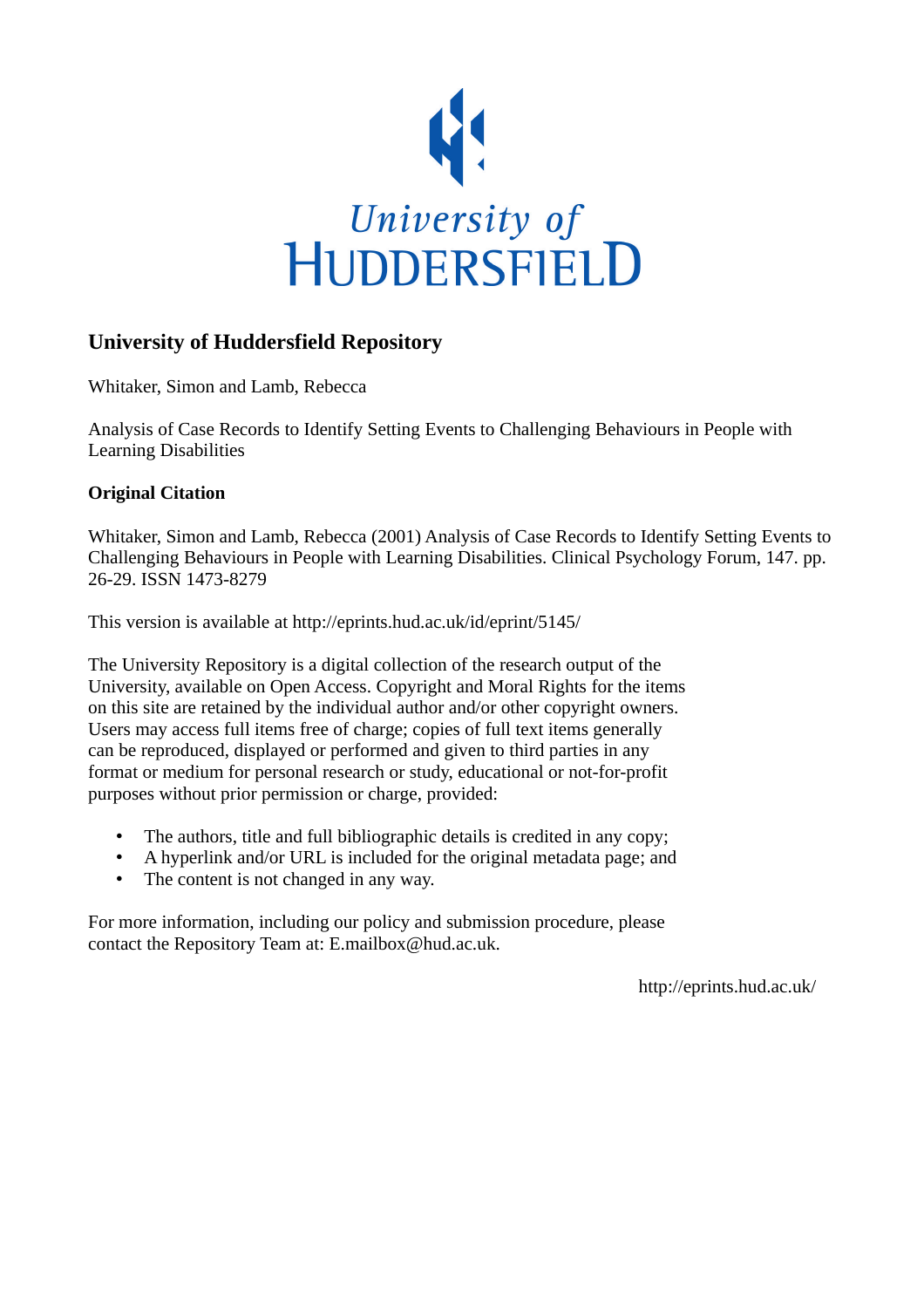University of HUDDERSFIELD

# University of Huddersfield Repository

Whitaker, Simon and Lamb, Rebecca

Analysis of Case Records to Identify Setting Events to Challenging Behaviours in People with Learning Disabilities

## Original Citation

Whitaker, Simon and Lamb, Rebecca (2001) Analysis of Case Records to Identify Setting Events to Challenging Behaviours in People with Learning Disabilities. Clinical Psychology Forum, 147. pp. 26-29. ISSN 1473-8279

This version is available at http://eprints.hud.ac.uk/id/eprint/5145/

The University Repository is a digital collection of the research output of the University, available on Open Access. Copyright and Moral Rights for the items on this site are retained by the individual author and/or other copyright owners. Users may access full items free of charge; copies of full text items generally can be reproduced, displayed or performed and given to third parties in any format or medium for personal research or study, educational or not-for-profit purposes without prior permission or charge, provided:

- The authors, title and full bibliographic details is credited in any copy;
- A hyperlink and/or URL is included for the original metadata page; and
- The content is not changed in any way.

For more information, including our policy and submission procedure, please contact the Repository Team at: E.mailbox@hud.ac.uk.

http://eprints.hud.ac.uk/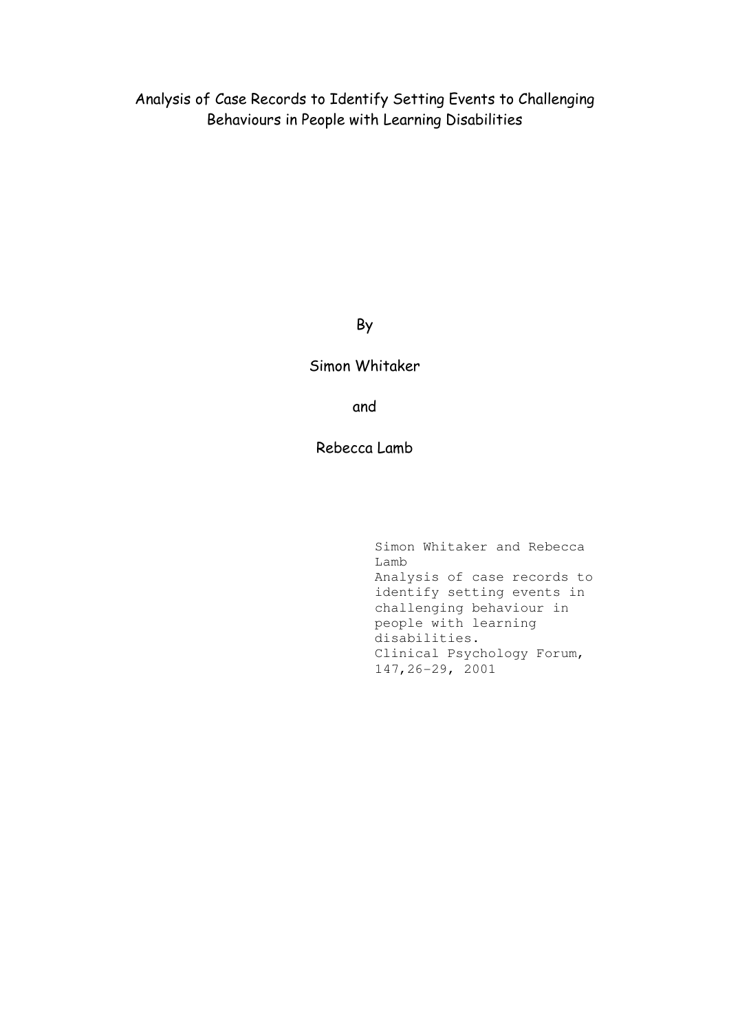# Analysis of Case Records to Identify Setting Events to Challenging Behaviours in People with Learning Disabilities

By

Simon Whitaker

and

Rebecca Lamb

Simon Whitaker and Rebecca Lamb
Analysis of case records to identify setting events in challenging behaviour in people with learning disabilities.
Clinical Psychology Forum, 147,26-29, 2001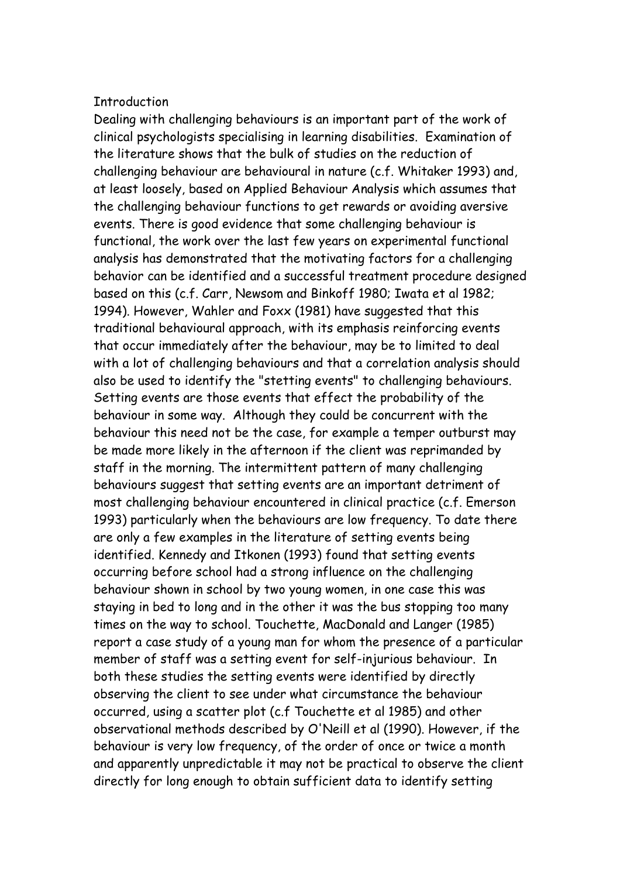## Introduction

Dealing with challenging behaviours is an important part of the work of clinical psychologists specialising in learning disabilities. Examination of the literature shows that the bulk of studies on the reduction of challenging behaviour are behavioural in nature (c.f. Whitaker 1993) and, at least loosely, based on Applied Behaviour Analysis which assumes that the challenging behaviour functions to get rewards or avoiding aversive events. There is good evidence that some challenging behaviour is functional, the work over the last few years on experimental functional analysis has demonstrated that the motivating factors for a challenging behavior can be identified and a successful treatment procedure designed based on this (c.f. Carr, Newsom and Binkoff 1980; Iwata et al 1982; 1994). However, Wahler and Foxx (1981) have suggested that this traditional behavioural approach, with its emphasis reinforcing events that occur immediately after the behaviour, may be to limited to deal with a lot of challenging behaviours and that a correlation analysis should also be used to identify the "stetting events" to challenging behaviours. Setting events are those events that effect the probability of the behaviour in some way. Although they could be concurrent with the behaviour this need not be the case, for example a temper outburst may be made more likely in the afternoon if the client was reprimanded by staff in the morning. The intermittent pattern of many challenging behaviours suggest that setting events are an important detriment of most challenging behaviour encountered in clinical practice (c.f. Emerson 1993) particularly when the behaviours are low frequency. To date there are only a few examples in the literature of setting events being identified. Kennedy and Itkonen (1993) found that setting events occurring before school had a strong influence on the challenging behaviour shown in school by two young women, in one case this was staying in bed to long and in the other it was the bus stopping too many times on the way to school. Touchette, MacDonald and Langer (1985) report a case study of a young man for whom the presence of a particular member of staff was a setting event for self-injurious behaviour. In both these studies the setting events were identified by directly observing the client to see under what circumstance the behaviour occurred, using a scatter plot (c.f Touchette et al 1985) and other observational methods described by O'Neill et al (1990). However, if the behaviour is very low frequency, of the order of once or twice a month and apparently unpredictable it may not be practical to observe the client directly for long enough to obtain sufficient data to identify setting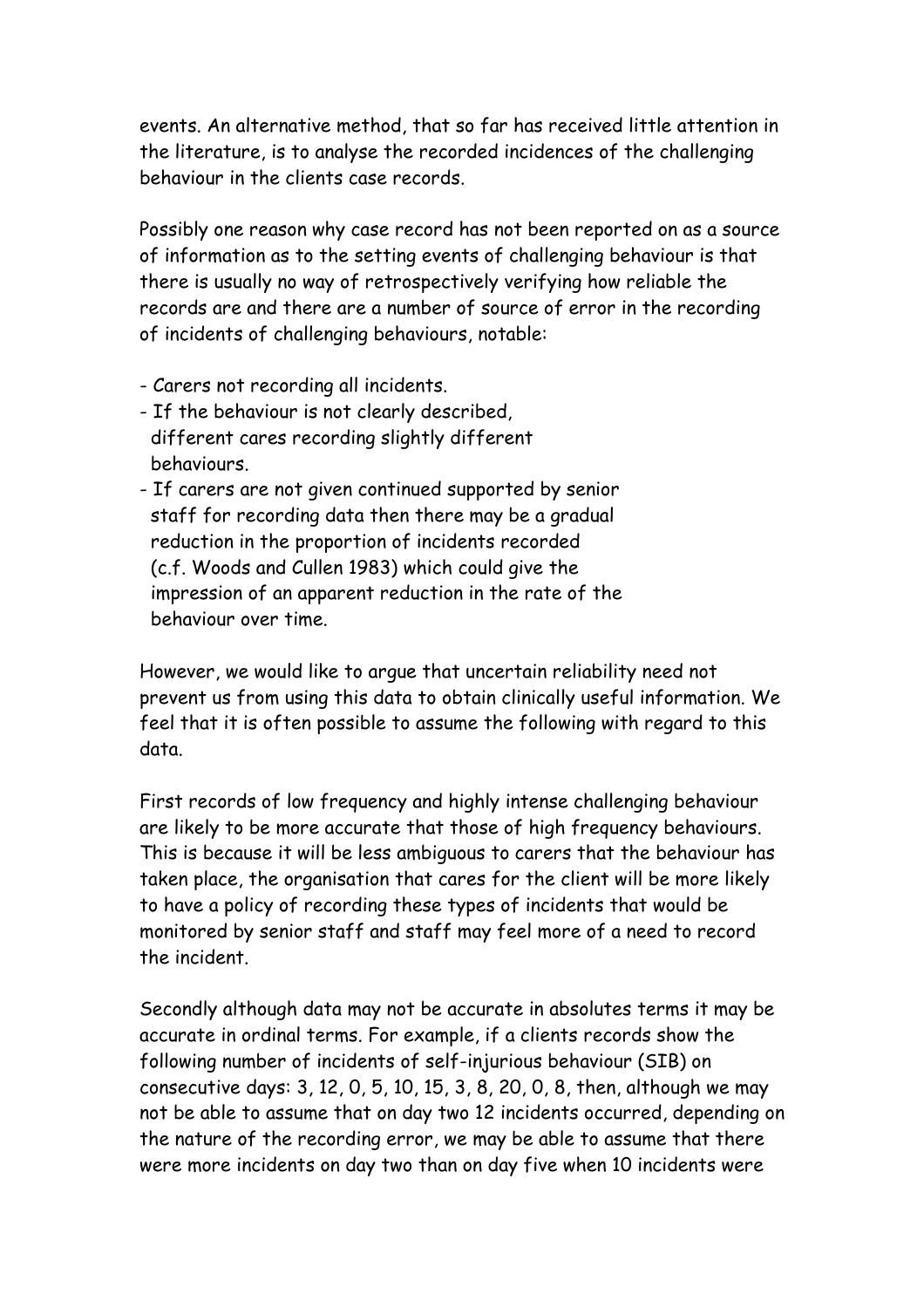events. An alternative method, that so far has received little attention in the literature, is to analyse the recorded incidences of the challenging behaviour in the clients case records.

Possibly one reason why case record has not been reported on as a source of information as to the setting events of challenging behaviour is that there is usually no way of retrospectively verifying how reliable the records are and there are a number of source of error in the recording of incidents of challenging behaviours, notable:

- Carers not recording all incidents.
- If the behaviour is not clearly described, different cares recording slightly different behaviours.
- If carers are not given continued supported by senior staff for recording data then there may be a gradual reduction in the proportion of incidents recorded (c.f. Woods and Cullen 1983) which could give the impression of an apparent reduction in the rate of the behaviour over time.

However, we would like to argue that uncertain reliability need not prevent us from using this data to obtain clinically useful information. We feel that it is often possible to assume the following with regard to this data.

First records of low frequency and highly intense challenging behaviour are likely to be more accurate that those of high frequency behaviours. This is because it will be less ambiguous to carers that the behaviour has taken place, the organisation that cares for the client will be more likely to have a policy of recording these types of incidents that would be monitored by senior staff and staff may feel more of a need to record the incident.

Secondly although data may not be accurate in absolutes terms it may be accurate in ordinal terms. For example, if a clients records show the following number of incidents of self-injurious behaviour (SIB) on consecutive days: 3, 12, 0, 5, 10, 15, 3, 8, 20, 0, 8, then, although we may not be able to assume that on day two 12 incidents occurred, depending on the nature of the recording error, we may be able to assume that there were more incidents on day two than on day five when 10 incidents were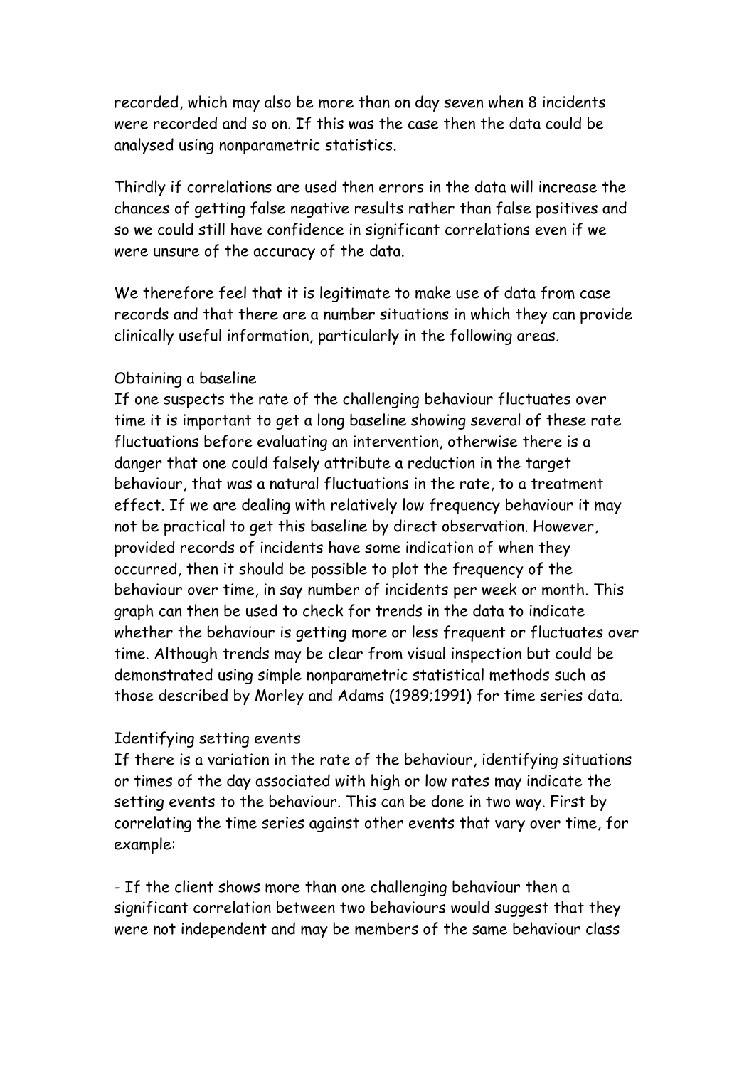recorded, which may also be more than on day seven when 8 incidents were recorded and so on. If this was the case then the data could be analysed using nonparametric statistics.

Thirdly if correlations are used then errors in the data will increase the chances of getting false negative results rather than false positives and so we could still have confidence in significant correlations even if we were unsure of the accuracy of the data.

We therefore feel that it is legitimate to make use of data from case records and that there are a number situations in which they can provide clinically useful information, particularly in the following areas.

Obtaining a baseline

If one suspects the rate of the challenging behaviour fluctuates over time it is important to get a long baseline showing several of these rate fluctuations before evaluating an intervention, otherwise there is a danger that one could falsely attribute a reduction in the target behaviour, that was a natural fluctuations in the rate, to a treatment effect. If we are dealing with relatively low frequency behaviour it may not be practical to get this baseline by direct observation. However, provided records of incidents have some indication of when they occurred, then it should be possible to plot the frequency of the behaviour over time, in say number of incidents per week or month. This graph can then be used to check for trends in the data to indicate whether the behaviour is getting more or less frequent or fluctuates over time. Although trends may be clear from visual inspection but could be demonstrated using simple nonparametric statistical methods such as those described by Morley and Adams (1989;1991) for time series data.

Identifying setting events

If there is a variation in the rate of the behaviour, identifying situations or times of the day associated with high or low rates may indicate the setting events to the behaviour. This can be done in two way. First by correlating the time series against other events that vary over time, for example:

- If the client shows more than one challenging behaviour then a significant correlation between two behaviours would suggest that they were not independent and may be members of the same behaviour class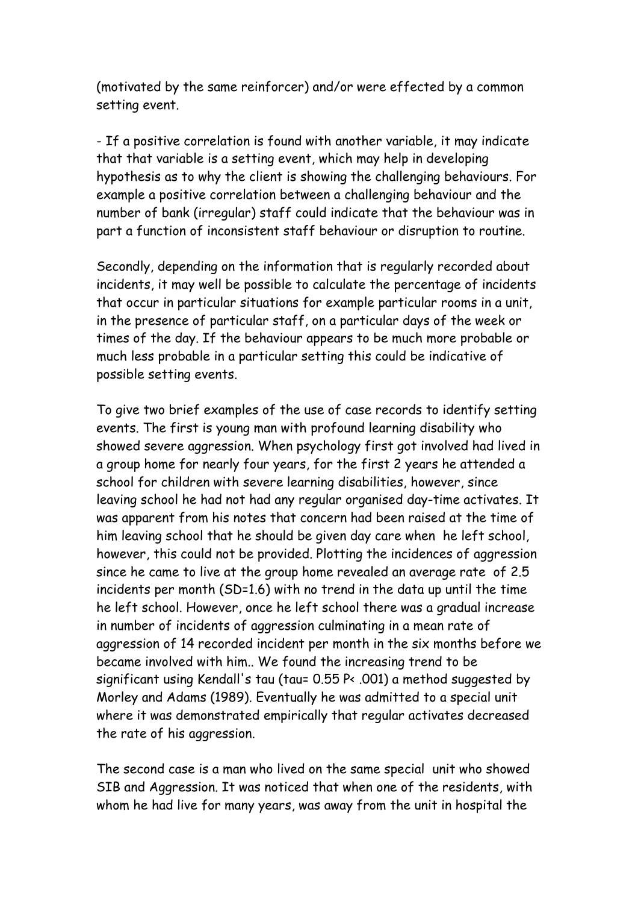(motivated by the same reinforcer) and/or were effected by a common setting event.

- If a positive correlation is found with another variable, it may indicate that that variable is a setting event, which may help in developing hypothesis as to why the client is showing the challenging behaviours. For example a positive correlation between a challenging behaviour and the number of bank (irregular) staff could indicate that the behaviour was in part a function of inconsistent staff behaviour or disruption to routine.

Secondly, depending on the information that is regularly recorded about incidents, it may well be possible to calculate the percentage of incidents that occur in particular situations for example particular rooms in a unit, in the presence of particular staff, on a particular days of the week or times of the day. If the behaviour appears to be much more probable or much less probable in a particular setting this could be indicative of possible setting events.

To give two brief examples of the use of case records to identify setting events. The first is young man with profound learning disability who showed severe aggression. When psychology first got involved had lived in a group home for nearly four years, for the first 2 years he attended a school for children with severe learning disabilities, however, since leaving school he had not had any regular organised day-time activates. It was apparent from his notes that concern had been raised at the time of him leaving school that he should be given day care when he left school, however, this could not be provided. Plotting the incidences of aggression since he came to live at the group home revealed an average rate of 2.5 incidents per month (SD=1.6) with no trend in the data up until the time he left school. However, once he left school there was a gradual increase in number of incidents of aggression culminating in a mean rate of aggression of 14 recorded incident per month in the six months before we became involved with him.. We found the increasing trend to be significant using Kendall's tau (tau= 0.55 $P< .001$) a method suggested by Morley and Adams (1989). Eventually he was admitted to a special unit where it was demonstrated empirically that regular activates decreased the rate of his aggression.

The second case is a man who lived on the same special unit who showed SIB and Aggression. It was noticed that when one of the residents, with whom he had live for many years, was away from the unit in hospital the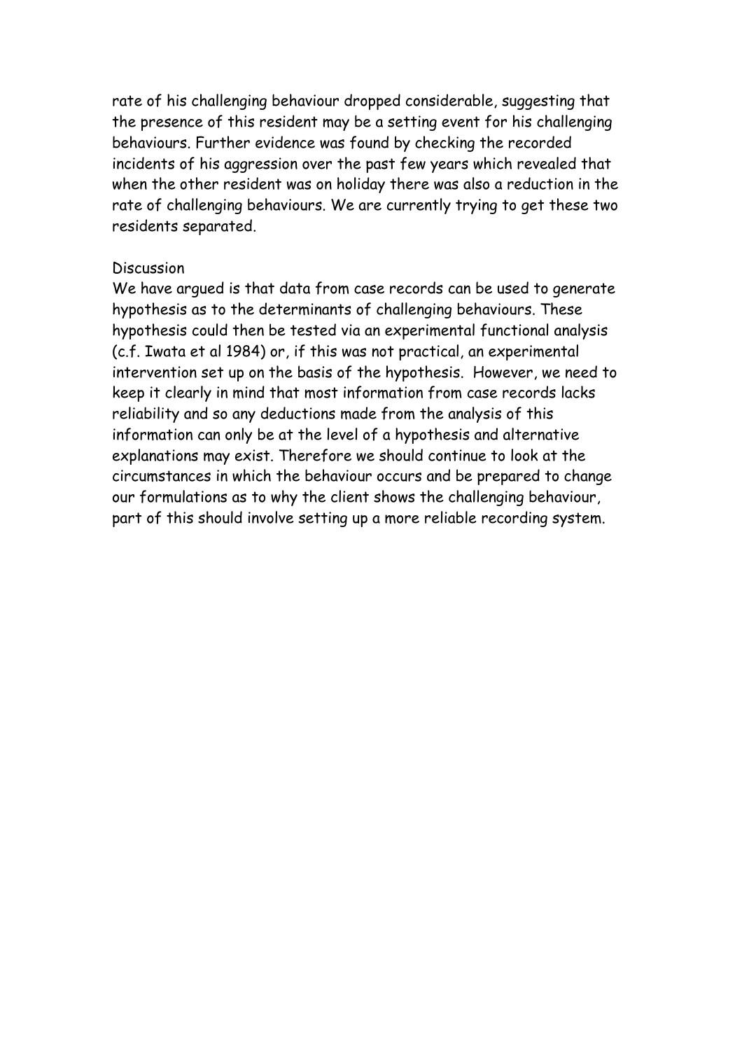rate of his challenging behaviour dropped considerable, suggesting that the presence of this resident may be a setting event for his challenging behaviours. Further evidence was found by checking the recorded incidents of his aggression over the past few years which revealed that when the other resident was on holiday there was also a reduction in the rate of challenging behaviours. We are currently trying to get these two residents separated.

## Discussion

We have argued is that data from case records can be used to generate hypothesis as to the determinants of challenging behaviours. These hypothesis could then be tested via an experimental functional analysis (c.f. Iwata et al 1984) or, if this was not practical, an experimental intervention set up on the basis of the hypothesis. However, we need to keep it clearly in mind that most information from case records lacks reliability and so any deductions made from the analysis of this information can only be at the level of a hypothesis and alternative explanations may exist. Therefore we should continue to look at the circumstances in which the behaviour occurs and be prepared to change our formulations as to why the client shows the challenging behaviour, part of this should involve setting up a more reliable recording system.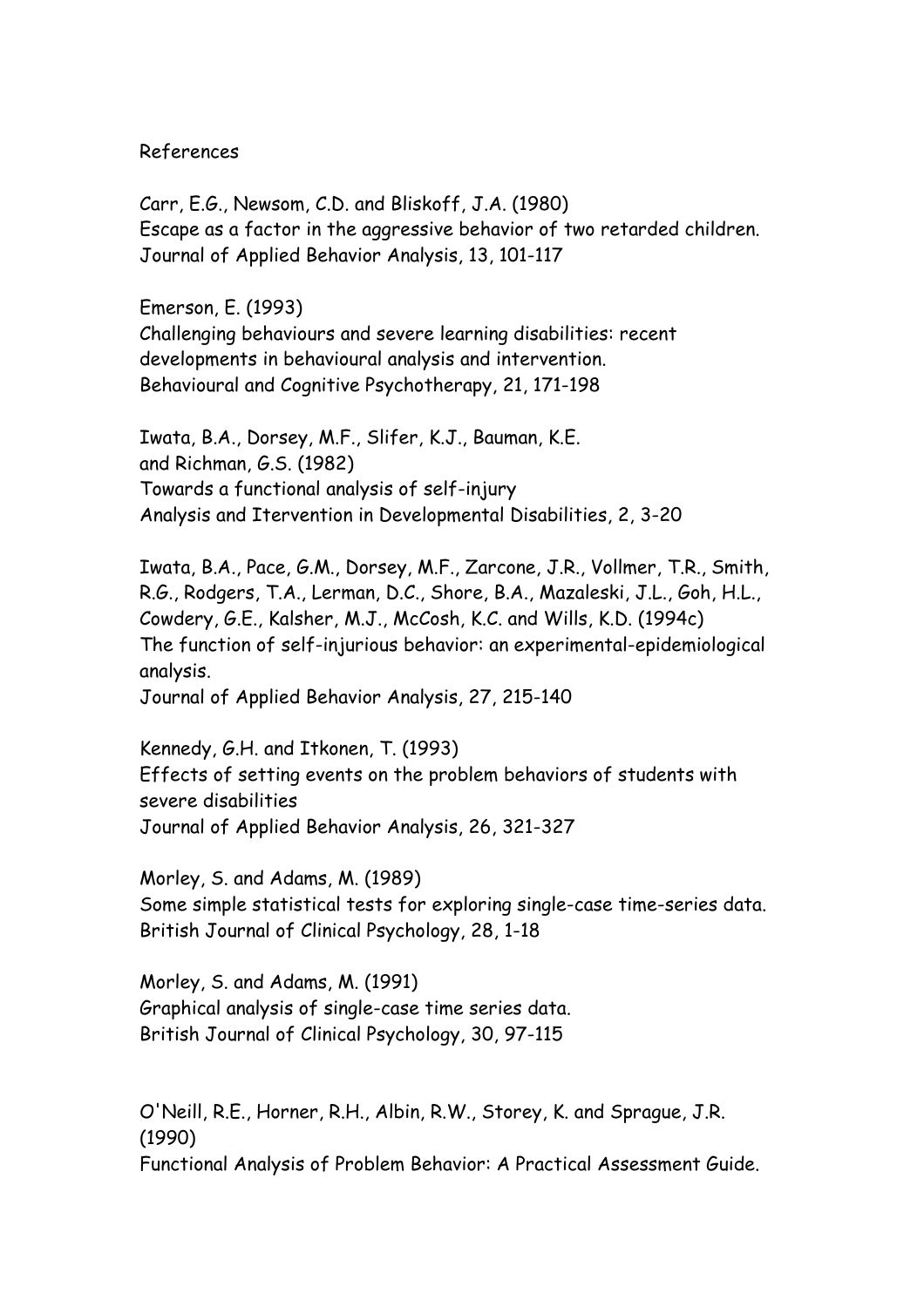References

Carr, E.G., Newsom, C.D. and Bliskoff, J.A. (1980)
Escape as a factor in the aggressive behavior of two retarded children.
Journal of Applied Behavior Analysis, 13, 101-117

Emerson, E. (1993)
Challenging behaviours and severe learning disabilities: recent developments in behavioural analysis and intervention.
Behavioural and Cognitive Psychotherapy, 21, 171-198

Iwata, B.A., Dorsey, M.F., Slifer, K.J., Bauman, K.E. and Richman, G.S. (1982)
Towards a functional analysis of self-injury
Analysis and Itervention in Developmental Disabilities, 2, 3-20

Iwata, B.A., Pace, G.M., Dorsey, M.F., Zarcone, J.R., Vollmer, T.R., Smith, R.G., Rodgers, T.A., Lerman, D.C., Shore, B.A., Mazaleski, J.L., Goh, H.L., Cowdery, G.E., Kalsher, M.J., McCosh, K.C. and Wills, K.D. (1994c)
The function of self-injurious behavior: an experimental-epidemiological analysis.
Journal of Applied Behavior Analysis, 27, 215-140

Kennedy, G.H. and Itkonen, T. (1993)
Effects of setting events on the problem behaviors of students with severe disabilities
Journal of Applied Behavior Analysis, 26, 321-327

Morley, S. and Adams, M. (1989)
Some simple statistical tests for exploring single-case time-series data.
British Journal of Clinical Psychology, 28, 1-18

Morley, S. and Adams, M. (1991)
Graphical analysis of single-case time series data.
British Journal of Clinical Psychology, 30, 97-115

O'Neill, R.E., Horner, R.H., Albin, R.W., Storey, K. and Sprague, J.R. (1990)
Functional Analysis of Problem Behavior: A Practical Assessment Guide.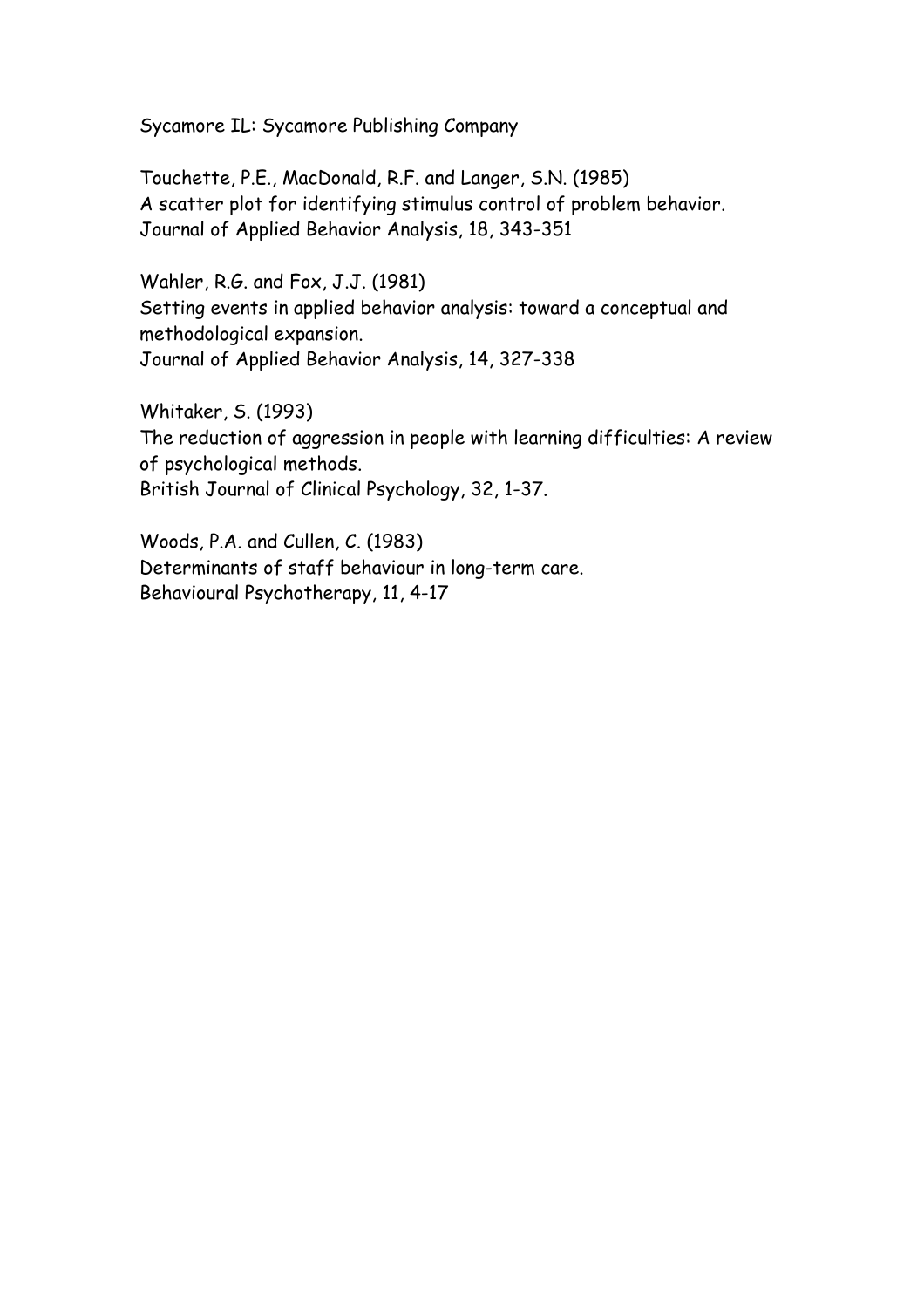Sycamore IL: Sycamore Publishing Company

Touchette, P.E., MacDonald, R.F. and Langer, S.N. (1985)
A scatter plot for identifying stimulus control of problem behavior.
Journal of Applied Behavior Analysis, 18, 343-351

Wahler, R.G. and Fox, J.J. (1981)
Setting events in applied behavior analysis: toward a conceptual and methodological expansion.
Journal of Applied Behavior Analysis, 14, 327-338

Whitaker, S. (1993)
The reduction of aggression in people with learning difficulties: A review of psychological methods.
British Journal of Clinical Psychology, 32, 1-37.

Woods, P.A. and Cullen, C. (1983)
Determinants of staff behaviour in long-term care.
Behavioural Psychotherapy, 11, 4-17